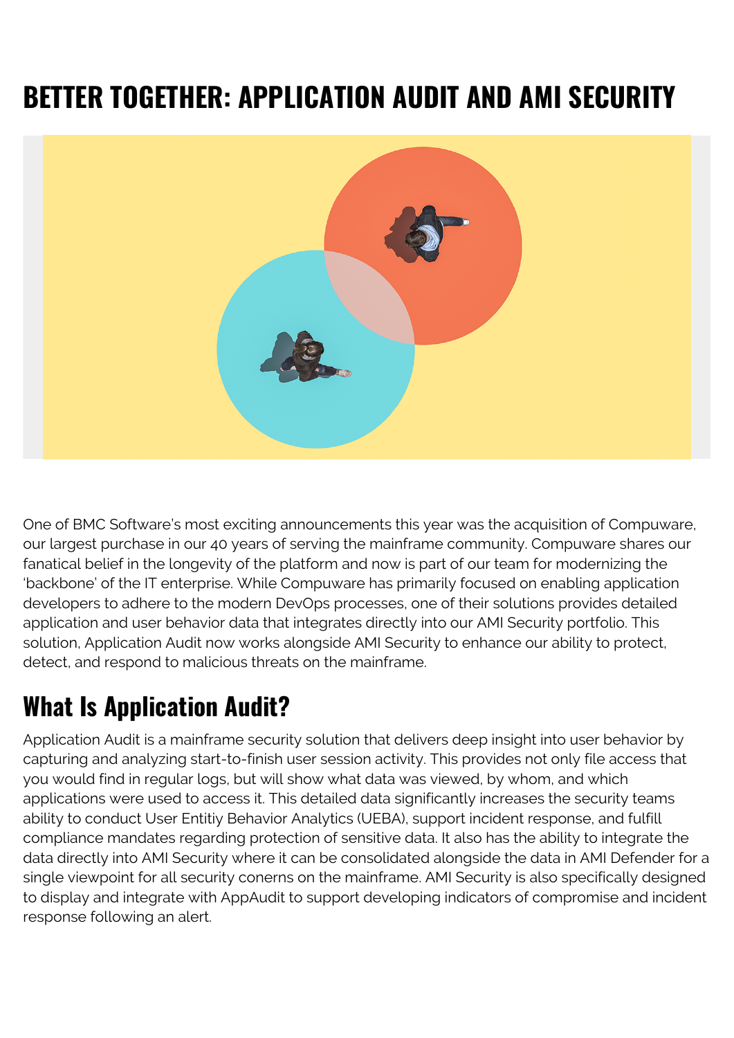# BETTER TOGETHER: APPLICATION AUDIT AND AMI SECURITY

One of BMC Software's most exciting announcements this year was the acquisition of Compuware, our largest purchase in our 40 years of serving the mainframe community. Compuware shares our fanatical belief in the longevity of the platform and now is part of our team for modernizing the 'backbone' of the IT enterprise. While Compuware has primarily focused on enabling application developers to adhere to the modern DevOps processes, one of their solutions provides detailed application and user behavior data that integrates directly into our AMI Security portfolio. This solution, Application Audit now works alongside AMI Security to enhance our ability to protect, detect, and respond to malicious threats on the mainframe.

## What Is Application Audit?

Application Audit is a mainframe security solution that delivers deep insight into user behavior by capturing and analyzing start-to-finish user session activity. This provides not only file access that you would find in regular logs, but will show what data was viewed, by whom, and which applications were used to access it. This detailed data significantly increases the security teams ability to conduct User Entitiy Behavior Analytics (UEBA), support incident response, and fulfill compliance mandates regarding protection of sensitive data. It also has the ability to integrate the data directly into AMI Security where it can be consolidated alongside the data in AMI Defender for a single viewpoint for all security conerns on the mainframe. AMI Security is also specifically designed to display and integrate with AppAudit to support developing indicators of compromise and incident response following an alert.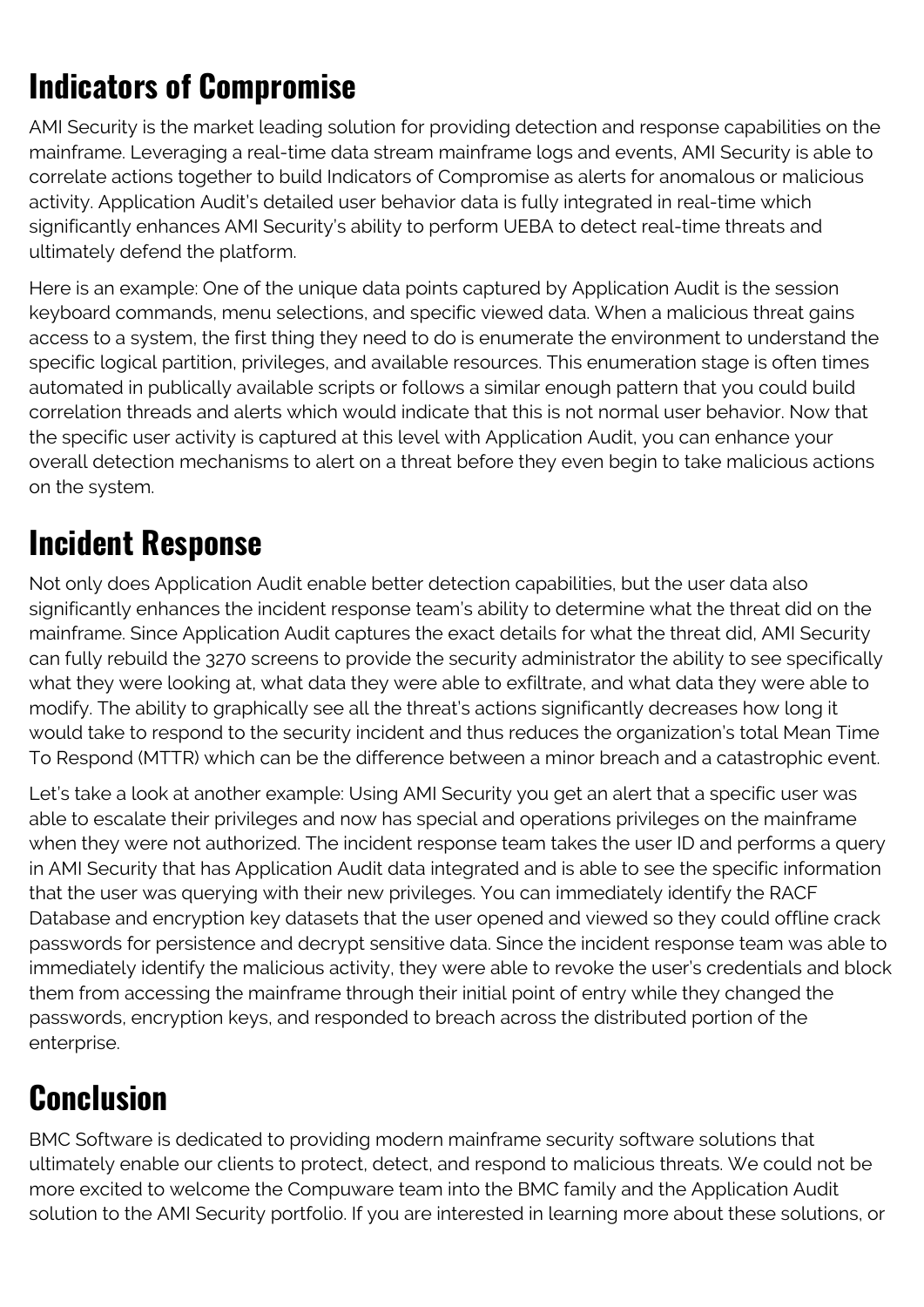## Indicators of Compromise

AMI Security is the market leading solution for providing detection and response capabilities on the mainframe. Leveraging a real-time data stream mainframe logs and events, AMI Security is able to correlate actions together to build Indicators of Compromise as alerts for anomalous or malicious activity. Application Audit's detailed user behavior data is fully integrated in real-time which significantly enhances AMI Security's ability to perform UEBA to detect real-time threats and ultimately defend the platform.

Here is an example: One of the unique data points captured by Application Audit is the session keyboard commands, menu selections, and specific viewed data. When a malicious threat gains access to a system, the first thing they need to do is enumerate the environment to understand the specific logical partition, privileges, and available resources. This enumeration stage is often times automated in publically available scripts or follows a similar enough pattern that you could build correlation threads and alerts which would indicate that this is not normal user behavior. Now that the specific user activity is captured at this level with Application Audit, you can enhance your overall detection mechanisms to alert on a threat before they even begin to take malicious actions on the system.

## Incident Response

Not only does Application Audit enable better detection capabilities, but the user data also significantly enhances the incident response team's ability to determine what the threat did on the mainframe. Since Application Audit captures the exact details for what the threat did, AMI Security can fully rebuild the 3270 screens to provide the security administrator the ability to see specifically what they were looking at, what data they were able to exfiltrate, and what data they were able to modify. The ability to graphically see all the threat's actions significantly decreases how long it would take to respond to the security incident and thus reduces the organization's total Mean Time To Respond (MTTR) which can be the difference between a minor breach and a catastrophic event.

Let's take a look at another example: Using AMI Security you get an alert that a specific user was able to escalate their privileges and now has special and operations privileges on the mainframe when they were not authorized. The incident response team takes the user ID and performs a query in AMI Security that has Application Audit data integrated and is able to see the specific information that the user was querying with their new privileges. You can immediately identify the RACF Database and encryption key datasets that the user opened and viewed so they could offline crack passwords for persistence and decrypt sensitive data. Since the incident response team was able to immediately identify the malicious activity, they were able to revoke the user's credentials and block them from accessing the mainframe through their initial point of entry while they changed the passwords, encryption keys, and responded to breach across the distributed portion of the enterprise.

## Conclusion

BMC Software is dedicated to providing modern mainframe security software solutions that ultimately enable our clients to protect, detect, and respond to malicious threats. We could not be more excited to welcome the Compuware team into the BMC family and the Application Audit solution to the AMI Security portfolio. If you are interested in learning more about these solutions, or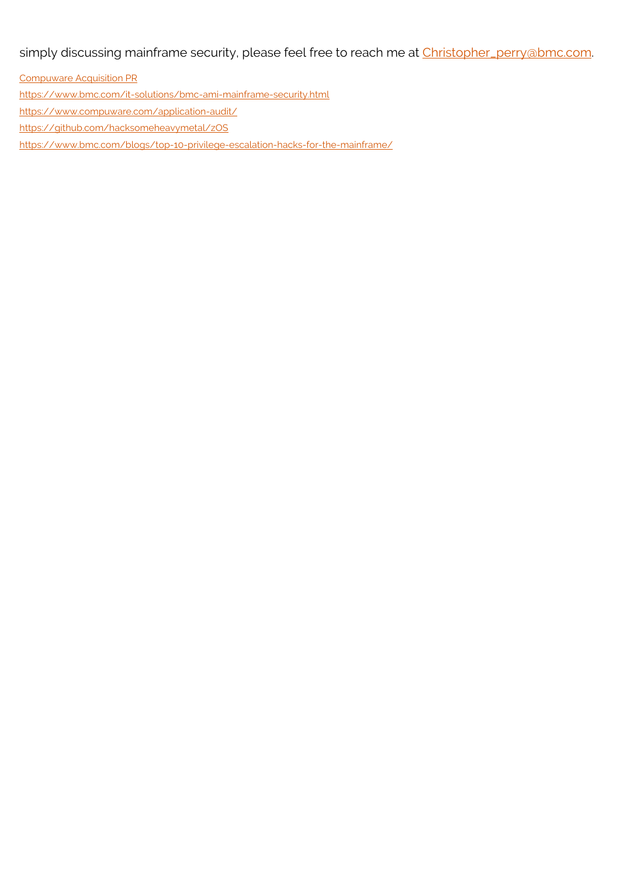simply discussing mainframe security, please feel free to reach me at [Christopher_perry@bmc.com](mailto:Christopher_perry@bmc.com).

[Compuware Acquisition PR]()

[https://www.bmc.com/it-solutions/bmc-ami-mainframe-security.html](https://www.bmc.com/it-solutions/bmc-ami-mainframe-security.html)

[https://www.compuware.com/application-audit/](https://www.compuware.com/application-audit/)

[https://github.com/hacksomeheavymetal/zOS](https://github.com/hacksomeheavymetal/zOS)

[https://www.bmc.com/blogs/top-10-privilege-escalation-hacks-for-the-mainframe/](https://www.bmc.com/blogs/top-10-privilege-escalation-hacks-for-the-mainframe/)